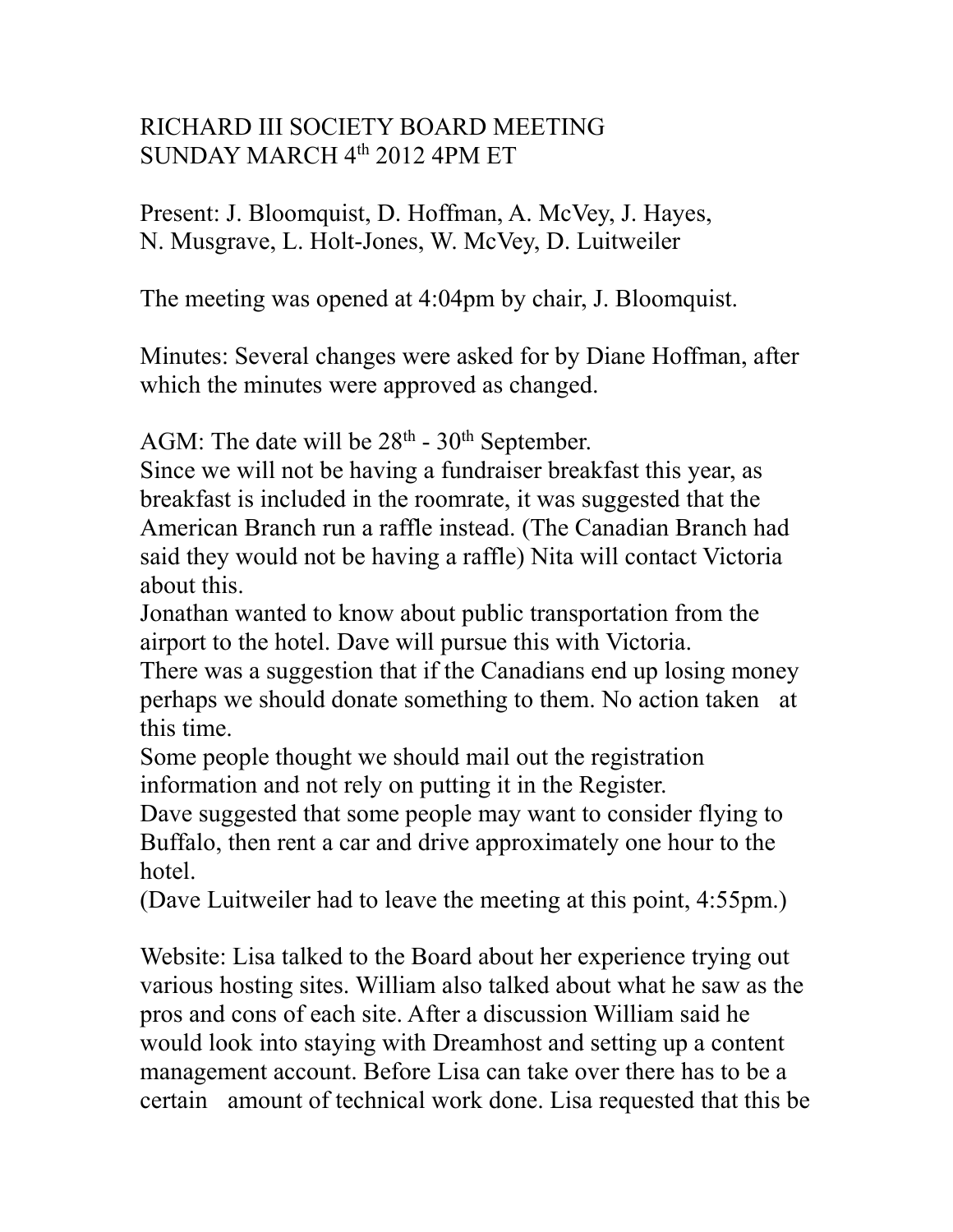RICHARD III SOCIETY BOARD MEETING
SUNDAY MARCH 4th 2012 4PM ET

Present: J. Bloomquist, D. Hoffman, A. McVey, J. Hayes, N. Musgrave, L. Holt-Jones, W. McVey, D. Luitweiler

The meeting was opened at 4:04pm by chair, J. Bloomquist.

Minutes: Several changes were asked for by Diane Hoffman, after which the minutes were approved as changed.

AGM: The date will be 28th - 30th September.
Since we will not be having a fundraiser breakfast this year, as breakfast is included in the roomrate, it was suggested that the American Branch run a raffle instead. (The Canadian Branch had said they would not be having a raffle) Nita will contact Victoria about this.
Jonathan wanted to know about public transportation from the airport to the hotel. Dave will pursue this with Victoria.
There was a suggestion that if the Canadians end up losing money perhaps we should donate something to them. No action taken at this time.
Some people thought we should mail out the registration information and not rely on putting it in the Register.
Dave suggested that some people may want to consider flying to Buffalo, then rent a car and drive approximately one hour to the hotel.
(Dave Luitweiler had to leave the meeting at this point, 4:55pm.)

Website: Lisa talked to the Board about her experience trying out various hosting sites. William also talked about what he saw as the pros and cons of each site. After a discussion William said he would look into staying with Dreamhost and setting up a content management account. Before Lisa can take over there has to be a certain amount of technical work done. Lisa requested that this be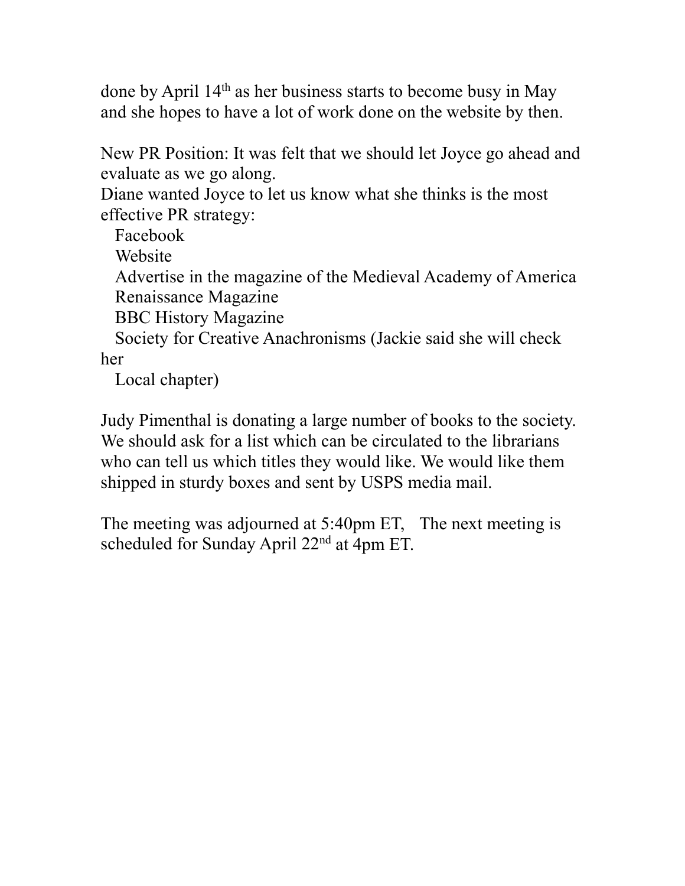done by April 14th as her business starts to become busy in May and she hopes to have a lot of work done on the website by then.

New PR Position: It was felt that we should let Joyce go ahead and evaluate as we go along.
Diane wanted Joyce to let us know what she thinks is the most effective PR strategy:

- Facebook
- Website
- Advertise in the magazine of the Medieval Academy of America
- Renaissance Magazine
- BBC History Magazine
- Society for Creative Anachronisms (Jackie said she will check her Local chapter)

Judy Pimenthal is donating a large number of books to the society. We should ask for a list which can be circulated to the librarians who can tell us which titles they would like. We would like them shipped in sturdy boxes and sent by USPS media mail.

The meeting was adjourned at 5:40pm ET, The next meeting is scheduled for Sunday April 22nd at 4pm ET.